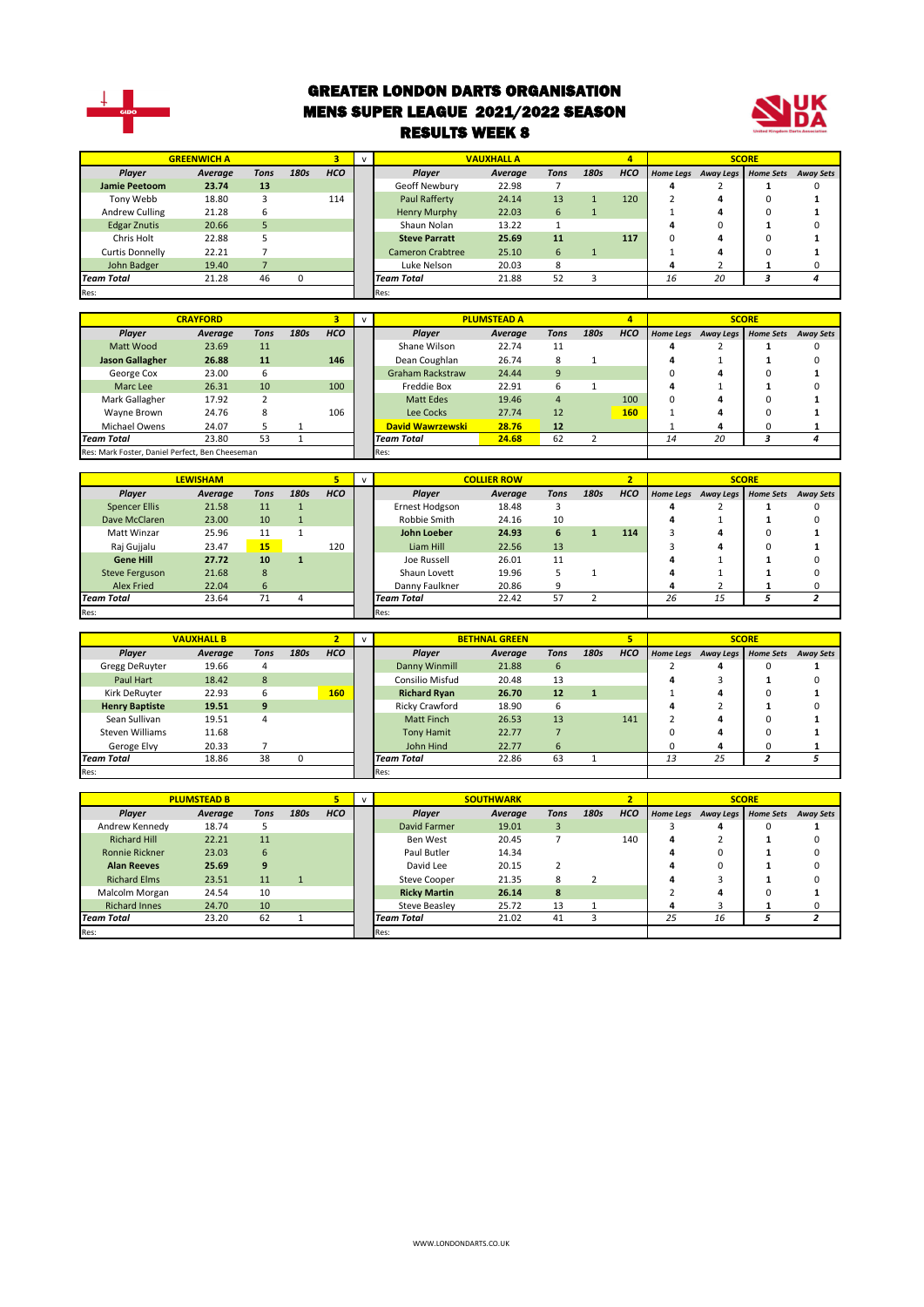# GREATER LONDON DARTS ORGANISATION
## MENS SUPER LEAGUE 2021/2022 SEASON
### RESULTS WEEK 8

| GREENWICH A | | | | 3 | v | VAUXHALL A | | | | 4 | SCORE | | | |
|---|---|---|---|---|---|---|---|---|---|---|---|---|---|---|
| Player | Average | Tons | 180s | HCO | | Player | Average | Tons | 180s | HCO | Home Legs | Away Legs | Home Sets | Away Sets |
| **Jamie Peetoom** | **23.74** | **13** | | | | Geoff Newbury | 22.98 | 7 | | | 4 | 2 | 1 | 0 |
| Tony Webb | 18.80 | 3 | | 114 | | Paul Rafferty | 24.14 | 13 | 1 | 120 | 2 | 4 | 0 | 1 |
| Andrew Culling | 21.28 | 6 | | | | Henry Murphy | 22.03 | 6 | 1 | | 1 | 4 | 0 | 1 |
| Edgar Znutis | 20.66 | 5 | | | | Shaun Nolan | 13.22 | 1 | | | 4 | 0 | 1 | 0 |
| Chris Holt | 22.88 | 5 | | | | **Steve Parratt** | **25.69** | **11** | | **117** | 0 | 4 | 0 | 1 |
| Curtis Donnelly | 22.21 | 7 | | | | Cameron Crabtree | 25.10 | 6 | 1 | | 1 | 4 | 0 | 1 |
| John Badger | 19.40 | 7 | | | | Luke Nelson | 20.03 | 8 | | | 4 | 2 | 1 | 0 |
| **Team Total** | 21.28 | 46 | 0 | | | **Team Total** | 21.88 | 52 | 3 | | 16 | 20 | 3 | 4 |
| Res: | | | | | | Res: | | | | | | | | |

| CRAYFORD | | | | 3 | v | PLUMSTEAD A | | | | 4 | SCORE | | | |
|---|---|---|---|---|---|---|---|---|---|---|---|---|---|---|
| Player | Average | Tons | 180s | HCO | | Player | Average | Tons | 180s | HCO | Home Legs | Away Legs | Home Sets | Away Sets |
| Matt Wood | 23.69 | 11 | | | | Shane Wilson | 22.74 | 11 | | | 4 | 2 | 1 | 0 |
| **Jason Gallagher** | **26.88** | **11** | | **146** | | Dean Coughlan | 26.74 | 8 | 1 | | 4 | 1 | 1 | 0 |
| George Cox | 23.00 | 6 | | | | Graham Rackstraw | 24.44 | 9 | | | 0 | 4 | 0 | 1 |
| Marc Lee | 26.31 | 10 | | 100 | | Freddie Box | 22.91 | 6 | 1 | | 4 | 1 | 1 | 0 |
| Mark Gallagher | 17.92 | 2 | | | | Matt Edes | 19.46 | 4 | | 100 | 0 | 4 | 0 | 1 |
| Wayne Brown | 24.76 | 8 | | 106 | | Lee Cocks | 27.74 | 12 | | **160** | 1 | 4 | 0 | 1 |
| Michael Owens | 24.07 | 5 | 1 | | | **David Wawrzewski** | **28.76** | **12** | | | 1 | 4 | 0 | 1 |
| **Team Total** | 23.80 | 53 | 1 | | | **Team Total** | **24.68** | 62 | 2 | | 14 | 20 | 3 | 4 |
| Res: Mark Foster, Daniel Perfect, Ben Cheeseman | | | | | | Res: | | | | | | | | |

| LEWISHAM | | | | 5 | v | COLLIER ROW | | | | 2 | SCORE | | | |
|---|---|---|---|---|---|---|---|---|---|---|---|---|---|---|
| Player | Average | Tons | 180s | HCO | | Player | Average | Tons | 180s | HCO | Home Legs | Away Legs | Home Sets | Away Sets |
| Spencer Ellis | 21.58 | 11 | 1 | | | Ernest Hodgson | 18.48 | 3 | | | 4 | 2 | 1 | 0 |
| Dave McClaren | 23.00 | 10 | 1 | | | Robbie Smith | 24.16 | 10 | | | 4 | 1 | 1 | 0 |
| Matt Winzar | 25.96 | 11 | 1 | | | **John Loeber** | **24.93** | **6** | **1** | **114** | 3 | 4 | 0 | 1 |
| Raj Gujjalu | 23.47 | **15** | | 120 | | Liam Hill | 22.56 | 13 | | | 3 | 4 | 0 | 1 |
| **Gene Hill** | **27.72** | **10** | **1** | | | Joe Russell | 26.01 | 11 | | | 4 | 1 | 1 | 0 |
| Steve Ferguson | 21.68 | 8 | | | | Shaun Lovett | 19.96 | 5 | 1 | | 4 | 1 | 1 | 0 |
| Alex Fried | 22.04 | 6 | | | | Danny Faulkner | 20.86 | 9 | | | 4 | 2 | 1 | 0 |
| **Team Total** | 23.64 | 71 | 4 | | | **Team Total** | 22.42 | 57 | 2 | | 26 | 15 | 5 | 2 |
| Res: | | | | | | Res: | | | | | | | | |

| VAUXHALL B | | | | 2 | v | BETHNAL GREEN | | | | 5 | SCORE | | | |
|---|---|---|---|---|---|---|---|---|---|---|---|---|---|---|
| Player | Average | Tons | 180s | HCO | | Player | Average | Tons | 180s | HCO | Home Legs | Away Legs | Home Sets | Away Sets |
| Gregg DeRuyter | 19.66 | 4 | | | | Danny Winmill | 21.88 | 6 | | | 2 | 4 | 0 | 1 |
| Paul Hart | 18.42 | 8 | | | | Consilio Misfud | 20.48 | 13 | | | 4 | 3 | 1 | 0 |
| Kirk DeRuyter | 22.93 | 6 | | **160** | | **Richard Ryan** | **26.70** | **12** | **1** | | 1 | 4 | 0 | 1 |
| **Henry Baptiste** | **19.51** | **9** | | | | Ricky Crawford | 18.90 | 6 | | | 4 | 2 | 1 | 0 |
| Sean Sullivan | 19.51 | 4 | | | | Matt Finch | 26.53 | 13 | | 141 | 2 | 4 | 0 | 1 |
| Steven Williams | 11.68 | | | | | Tony Hamit | 22.77 | 7 | | | 0 | 4 | 0 | 1 |
| Geroge Elvy | 20.33 | 7 | | | | John Hind | 22.77 | 6 | | | 0 | 4 | 0 | 1 |
| **Team Total** | 18.86 | 38 | 0 | | | **Team Total** | 22.86 | 63 | 1 | | 13 | 25 | 2 | 5 |
| Res: | | | | | | Res: | | | | | | | | |

| PLUMSTEAD B | | | | 5 | v | SOUTHWARK | | | | 2 | SCORE | | | |
|---|---|---|---|---|---|---|---|---|---|---|---|---|---|---|
| Player | Average | Tons | 180s | HCO | | Player | Average | Tons | 180s | HCO | Home Legs | Away Legs | Home Sets | Away Sets |
| Andrew Kennedy | 18.74 | 5 | | | | David Farmer | 19.01 | 3 | | | 3 | 4 | 0 | 1 |
| Richard Hill | 22.21 | 11 | | | | Ben West | 20.45 | 7 | | 140 | 4 | 2 | 1 | 0 |
| Ronnie Rickner | 23.03 | 6 | | | | Paul Butler | 14.34 | | | | 4 | 0 | 1 | 0 |
| **Alan Reeves** | **25.69** | **9** | | | | David Lee | 20.15 | 2 | | | 4 | 0 | 1 | 0 |
| Richard Elms | 23.51 | 11 | 1 | | | Steve Cooper | 21.35 | 8 | 2 | | 4 | 3 | 1 | 0 |
| Malcolm Morgan | 24.54 | 10 | | | | **Ricky Martin** | **26.14** | **8** | | | 2 | 4 | 0 | 1 |
| Richard Innes | 24.70 | 10 | | | | Steve Beasley | 25.72 | 13 | 1 | | 4 | 3 | 1 | 0 |
| **Team Total** | 23.20 | 62 | 1 | | | **Team Total** | 21.02 | 41 | 3 | | 25 | 16 | 5 | 2 |
| Res: | | | | | | Res: | | | | | | | | |

WWW.LONDONDARTS.CO.UK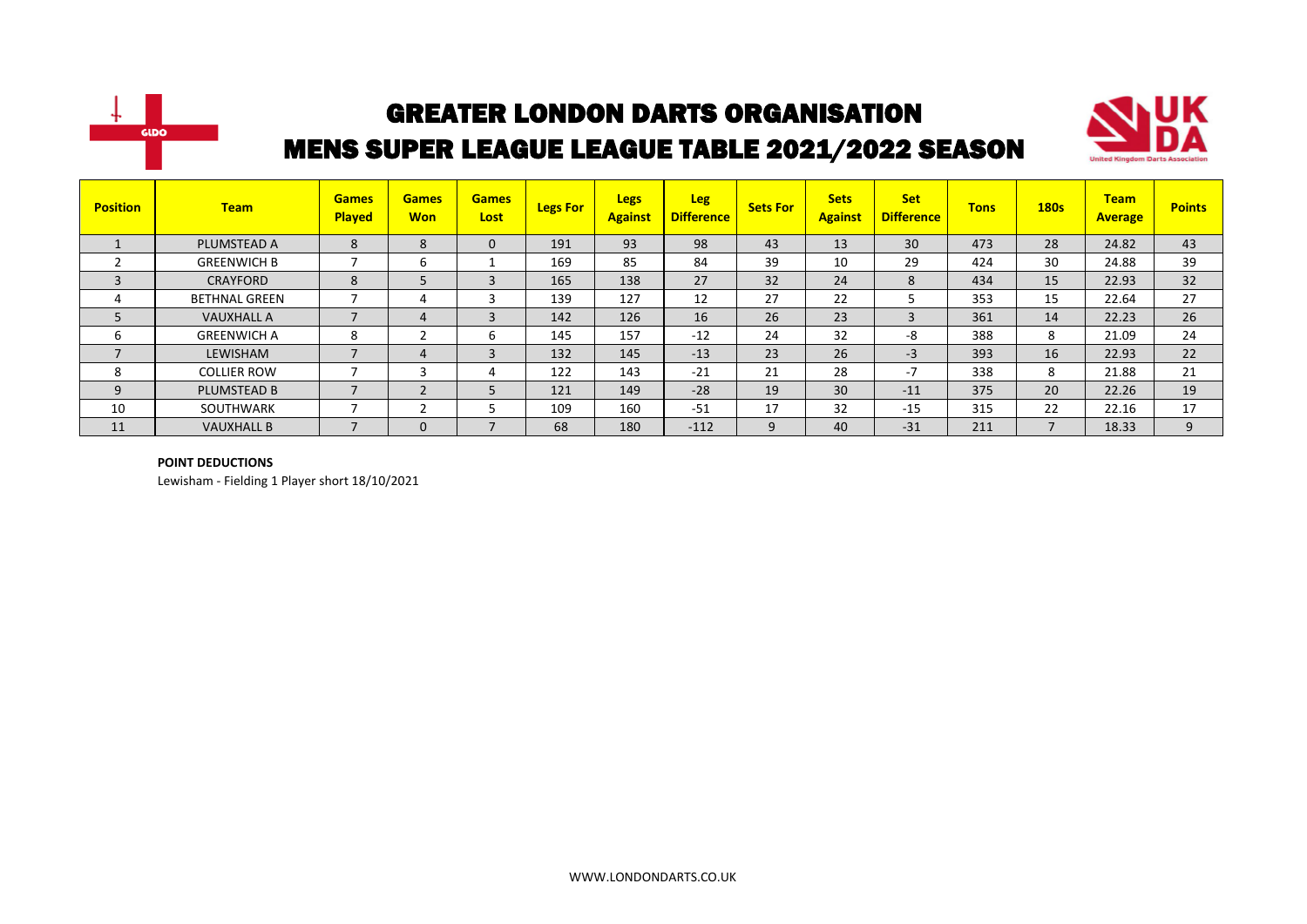# GREATER LONDON DARTS ORGANISATION

## MENS SUPER LEAGUE LEAGUE TABLE 2021/2022 SEASON

| Position | Team | Games Played | Games Won | Games Lost | Legs For | Legs Against | Leg Difference | Sets For | Sets Against | Set Difference | Tons | 180s | Team Average | Points |
|---|---|---|---|---|---|---|---|---|---|---|---|---|---|---|
| 1 | PLUMSTEAD A | 8 | 8 | 0 | 191 | 93 | 98 | 43 | 13 | 30 | 473 | 28 | 24.82 | 43 |
| 2 | GREENWICH B | 7 | 6 | 1 | 169 | 85 | 84 | 39 | 10 | 29 | 424 | 30 | 24.88 | 39 |
| 3 | CRAYFORD | 8 | 5 | 3 | 165 | 138 | 27 | 32 | 24 | 8 | 434 | 15 | 22.93 | 32 |
| 4 | BETHNAL GREEN | 7 | 4 | 3 | 139 | 127 | 12 | 27 | 22 | 5 | 353 | 15 | 22.64 | 27 |
| 5 | VAUXHALL A | 7 | 4 | 3 | 142 | 126 | 16 | 26 | 23 | 3 | 361 | 14 | 22.23 | 26 |
| 6 | GREENWICH A | 8 | 2 | 6 | 145 | 157 | -12 | 24 | 32 | -8 | 388 | 8 | 21.09 | 24 |
| 7 | LEWISHAM | 7 | 4 | 3 | 132 | 145 | -13 | 23 | 26 | -3 | 393 | 16 | 22.93 | 22 |
| 8 | COLLIER ROW | 7 | 3 | 4 | 122 | 143 | -21 | 21 | 28 | -7 | 338 | 8 | 21.88 | 21 |
| 9 | PLUMSTEAD B | 7 | 2 | 5 | 121 | 149 | -28 | 19 | 30 | -11 | 375 | 20 | 22.26 | 19 |
| 10 | SOUTHWARK | 7 | 2 | 5 | 109 | 160 | -51 | 17 | 32 | -15 | 315 | 22 | 22.16 | 17 |
| 11 | VAUXHALL B | 7 | 0 | 7 | 68 | 180 | -112 | 9 | 40 | -31 | 211 | 7 | 18.33 | 9 |

**POINT DEDUCTIONS**

Lewisham - Fielding 1 Player short 18/10/2021

WWW.LONDONDARTS.CO.UK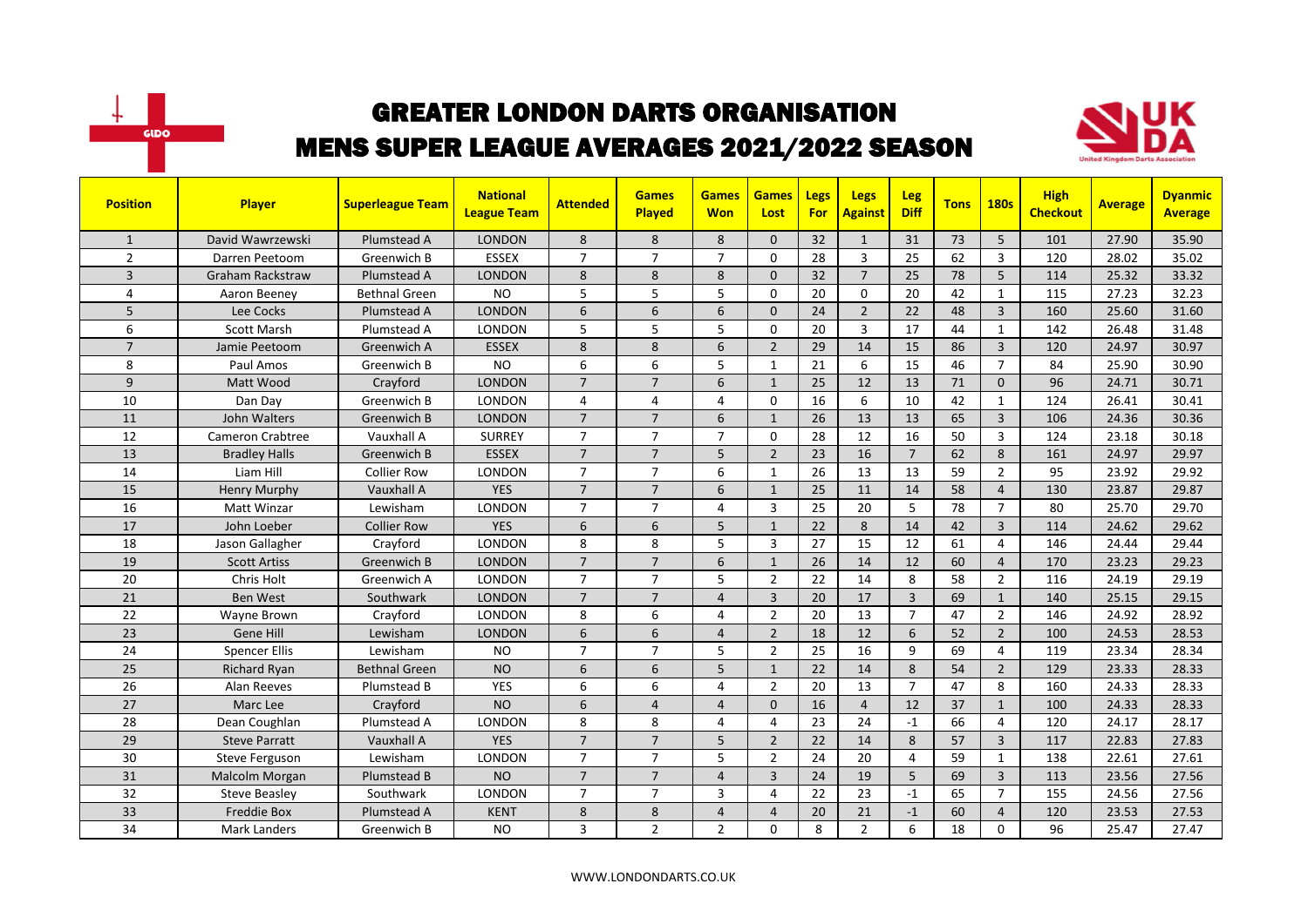# GREATER LONDON DARTS ORGANISATION

## MENS SUPER LEAGUE AVERAGES 2021/2022 SEASON

| Position | Player | Superleague Team | National League Team | Attended | Games Played | Games Won | Games Lost | Legs For | Legs Against | Leg Diff | Tons | 180s | High Checkout | Average | Dyanmic Average |
|---|---|---|---|---|---|---|---|---|---|---|---|---|---|---|---|
| 1 | David Wawrzewski | Plumstead A | LONDON | 8 | 8 | 8 | 0 | 32 | 1 | 31 | 73 | 5 | 101 | 27.90 | 35.90 |
| 2 | Darren Peetoom | Greenwich B | ESSEX | 7 | 7 | 7 | 0 | 28 | 3 | 25 | 62 | 3 | 120 | 28.02 | 35.02 |
| 3 | Graham Rackstraw | Plumstead A | LONDON | 8 | 8 | 8 | 0 | 32 | 7 | 25 | 78 | 5 | 114 | 25.32 | 33.32 |
| 4 | Aaron Beeney | Bethnal Green | NO | 5 | 5 | 5 | 0 | 20 | 0 | 20 | 42 | 1 | 115 | 27.23 | 32.23 |
| 5 | Lee Cocks | Plumstead A | LONDON | 6 | 6 | 6 | 0 | 24 | 2 | 22 | 48 | 3 | 160 | 25.60 | 31.60 |
| 6 | Scott Marsh | Plumstead A | LONDON | 5 | 5 | 5 | 0 | 20 | 3 | 17 | 44 | 1 | 142 | 26.48 | 31.48 |
| 7 | Jamie Peetoom | Greenwich A | ESSEX | 8 | 8 | 6 | 2 | 29 | 14 | 15 | 86 | 3 | 120 | 24.97 | 30.97 |
| 8 | Paul Amos | Greenwich B | NO | 6 | 6 | 5 | 1 | 21 | 6 | 15 | 46 | 7 | 84 | 25.90 | 30.90 |
| 9 | Matt Wood | Crayford | LONDON | 7 | 7 | 6 | 1 | 25 | 12 | 13 | 71 | 0 | 96 | 24.71 | 30.71 |
| 10 | Dan Day | Greenwich B | LONDON | 4 | 4 | 4 | 0 | 16 | 6 | 10 | 42 | 1 | 124 | 26.41 | 30.41 |
| 11 | John Walters | Greenwich B | LONDON | 7 | 7 | 6 | 1 | 26 | 13 | 13 | 65 | 3 | 106 | 24.36 | 30.36 |
| 12 | Cameron Crabtree | Vauxhall A | SURREY | 7 | 7 | 7 | 0 | 28 | 12 | 16 | 50 | 3 | 124 | 23.18 | 30.18 |
| 13 | Bradley Halls | Greenwich B | ESSEX | 7 | 7 | 5 | 2 | 23 | 16 | 7 | 62 | 8 | 161 | 24.97 | 29.97 |
| 14 | Liam Hill | Collier Row | LONDON | 7 | 7 | 6 | 1 | 26 | 13 | 13 | 59 | 2 | 95 | 23.92 | 29.92 |
| 15 | Henry Murphy | Vauxhall A | YES | 7 | 7 | 6 | 1 | 25 | 11 | 14 | 58 | 4 | 130 | 23.87 | 29.87 |
| 16 | Matt Winzar | Lewisham | LONDON | 7 | 7 | 4 | 3 | 25 | 20 | 5 | 78 | 7 | 80 | 25.70 | 29.70 |
| 17 | John Loeber | Collier Row | YES | 6 | 6 | 5 | 1 | 22 | 8 | 14 | 42 | 3 | 114 | 24.62 | 29.62 |
| 18 | Jason Gallagher | Crayford | LONDON | 8 | 8 | 5 | 3 | 27 | 15 | 12 | 61 | 4 | 146 | 24.44 | 29.44 |
| 19 | Scott Artiss | Greenwich B | LONDON | 7 | 7 | 6 | 1 | 26 | 14 | 12 | 60 | 4 | 170 | 23.23 | 29.23 |
| 20 | Chris Holt | Greenwich A | LONDON | 7 | 7 | 5 | 2 | 22 | 14 | 8 | 58 | 2 | 116 | 24.19 | 29.19 |
| 21 | Ben West | Southwark | LONDON | 7 | 7 | 4 | 3 | 20 | 17 | 3 | 69 | 1 | 140 | 25.15 | 29.15 |
| 22 | Wayne Brown | Crayford | LONDON | 8 | 6 | 4 | 2 | 20 | 13 | 7 | 47 | 2 | 146 | 24.92 | 28.92 |
| 23 | Gene Hill | Lewisham | LONDON | 6 | 6 | 4 | 2 | 18 | 12 | 6 | 52 | 2 | 100 | 24.53 | 28.53 |
| 24 | Spencer Ellis | Lewisham | NO | 7 | 7 | 5 | 2 | 25 | 16 | 9 | 69 | 4 | 119 | 23.34 | 28.34 |
| 25 | Richard Ryan | Bethnal Green | NO | 6 | 6 | 5 | 1 | 22 | 14 | 8 | 54 | 2 | 129 | 23.33 | 28.33 |
| 26 | Alan Reeves | Plumstead B | YES | 6 | 6 | 4 | 2 | 20 | 13 | 7 | 47 | 8 | 160 | 24.33 | 28.33 |
| 27 | Marc Lee | Crayford | NO | 6 | 4 | 4 | 0 | 16 | 4 | 12 | 37 | 1 | 100 | 24.33 | 28.33 |
| 28 | Dean Coughlan | Plumstead A | LONDON | 8 | 8 | 4 | 4 | 23 | 24 | -1 | 66 | 4 | 120 | 24.17 | 28.17 |
| 29 | Steve Parratt | Vauxhall A | YES | 7 | 7 | 5 | 2 | 22 | 14 | 8 | 57 | 3 | 117 | 22.83 | 27.83 |
| 30 | Steve Ferguson | Lewisham | LONDON | 7 | 7 | 5 | 2 | 24 | 20 | 4 | 59 | 1 | 138 | 22.61 | 27.61 |
| 31 | Malcolm Morgan | Plumstead B | NO | 7 | 7 | 4 | 3 | 24 | 19 | 5 | 69 | 3 | 113 | 23.56 | 27.56 |
| 32 | Steve Beasley | Southwark | LONDON | 7 | 7 | 3 | 4 | 22 | 23 | -1 | 65 | 7 | 155 | 24.56 | 27.56 |
| 33 | Freddie Box | Plumstead A | KENT | 8 | 8 | 4 | 4 | 20 | 21 | -1 | 60 | 4 | 120 | 23.53 | 27.53 |
| 34 | Mark Landers | Greenwich B | NO | 3 | 2 | 2 | 0 | 8 | 2 | 6 | 18 | 0 | 96 | 25.47 | 27.47 |

WWW.LONDONDARTS.CO.UK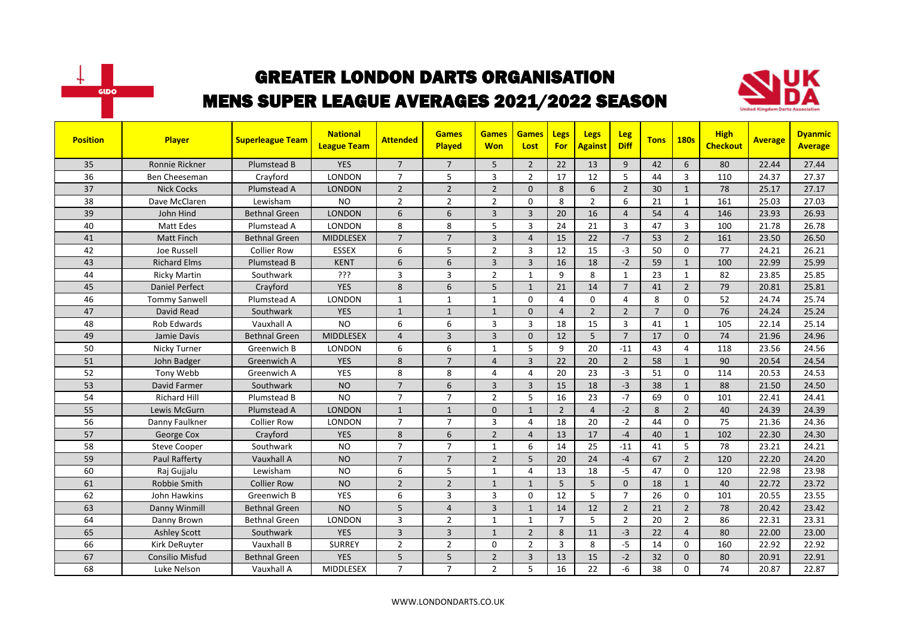# GREATER LONDON DARTS ORGANISATION

## MENS SUPER LEAGUE AVERAGES 2021/2022 SEASON

| Position | Player | Superleague Team | National League Team | Attended | Games Played | Games Won | Games Lost | Legs For | Legs Against | Leg Diff | Tons | 180s | High Checkout | Average | Dyanmic Average |
|---|---|---|---|---|---|---|---|---|---|---|---|---|---|---|---|
| 35 | Ronnie Rickner | Plumstead B | YES | 7 | 7 | 5 | 2 | 22 | 13 | 9 | 42 | 6 | 80 | 22.44 | 27.44 |
| 36 | Ben Cheeseman | Crayford | LONDON | 7 | 5 | 3 | 2 | 17 | 12 | 5 | 44 | 3 | 110 | 24.37 | 27.37 |
| 37 | Nick Cocks | Plumstead A | LONDON | 2 | 2 | 2 | 0 | 8 | 6 | 2 | 30 | 1 | 78 | 25.17 | 27.17 |
| 38 | Dave McClaren | Lewisham | NO | 2 | 2 | 2 | 0 | 8 | 2 | 6 | 21 | 1 | 161 | 25.03 | 27.03 |
| 39 | John Hind | Bethnal Green | LONDON | 6 | 6 | 3 | 3 | 20 | 16 | 4 | 54 | 4 | 146 | 23.93 | 26.93 |
| 40 | Matt Edes | Plumstead A | LONDON | 8 | 8 | 5 | 3 | 24 | 21 | 3 | 47 | 3 | 100 | 21.78 | 26.78 |
| 41 | Matt Finch | Bethnal Green | MIDDLESEX | 7 | 7 | 3 | 4 | 15 | 22 | -7 | 53 | 2 | 161 | 23.50 | 26.50 |
| 42 | Joe Russell | Collier Row | ESSEX | 6 | 5 | 2 | 3 | 12 | 15 | -3 | 50 | 0 | 77 | 24.21 | 26.21 |
| 43 | Richard Elms | Plumstead B | KENT | 6 | 6 | 3 | 3 | 16 | 18 | -2 | 59 | 1 | 100 | 22.99 | 25.99 |
| 44 | Ricky Martin | Southwark | ??? | 3 | 3 | 2 | 1 | 9 | 8 | 1 | 23 | 1 | 82 | 23.85 | 25.85 |
| 45 | Daniel Perfect | Crayford | YES | 8 | 6 | 5 | 1 | 21 | 14 | 7 | 41 | 2 | 79 | 20.81 | 25.81 |
| 46 | Tommy Sanwell | Plumstead A | LONDON | 1 | 1 | 1 | 0 | 4 | 0 | 4 | 8 | 0 | 52 | 24.74 | 25.74 |
| 47 | David Read | Southwark | YES | 1 | 1 | 1 | 0 | 4 | 2 | 2 | 7 | 0 | 76 | 24.24 | 25.24 |
| 48 | Rob Edwards | Vauxhall A | NO | 6 | 6 | 3 | 3 | 18 | 15 | 3 | 41 | 1 | 105 | 22.14 | 25.14 |
| 49 | Jamie Davis | Bethnal Green | MIDDLESEX | 4 | 3 | 3 | 0 | 12 | 5 | 7 | 17 | 0 | 74 | 21.96 | 24.96 |
| 50 | Nicky Turner | Greenwich B | LONDON | 6 | 6 | 1 | 5 | 9 | 20 | -11 | 43 | 4 | 118 | 23.56 | 24.56 |
| 51 | John Badger | Greenwich A | YES | 8 | 7 | 4 | 3 | 22 | 20 | 2 | 58 | 1 | 90 | 20.54 | 24.54 |
| 52 | Tony Webb | Greenwich A | YES | 8 | 8 | 4 | 4 | 20 | 23 | -3 | 51 | 0 | 114 | 20.53 | 24.53 |
| 53 | David Farmer | Southwark | NO | 7 | 6 | 3 | 3 | 15 | 18 | -3 | 38 | 1 | 88 | 21.50 | 24.50 |
| 54 | Richard Hill | Plumstead B | NO | 7 | 7 | 2 | 5 | 16 | 23 | -7 | 69 | 0 | 101 | 22.41 | 24.41 |
| 55 | Lewis McGurn | Plumstead A | LONDON | 1 | 1 | 0 | 1 | 2 | 4 | -2 | 8 | 2 | 40 | 24.39 | 24.39 |
| 56 | Danny Faulkner | Collier Row | LONDON | 7 | 7 | 3 | 4 | 18 | 20 | -2 | 44 | 0 | 75 | 21.36 | 24.36 |
| 57 | George Cox | Crayford | YES | 8 | 6 | 2 | 4 | 13 | 17 | -4 | 40 | 1 | 102 | 22.30 | 24.30 |
| 58 | Steve Cooper | Southwark | NO | 7 | 7 | 1 | 6 | 14 | 25 | -11 | 41 | 5 | 78 | 23.21 | 24.21 |
| 59 | Paul Rafferty | Vauxhall A | NO | 7 | 7 | 2 | 5 | 20 | 24 | -4 | 67 | 2 | 120 | 22.20 | 24.20 |
| 60 | Raj Gujjalu | Lewisham | NO | 6 | 5 | 1 | 4 | 13 | 18 | -5 | 47 | 0 | 120 | 22.98 | 23.98 |
| 61 | Robbie Smith | Collier Row | NO | 2 | 2 | 1 | 1 | 5 | 5 | 0 | 18 | 1 | 40 | 22.72 | 23.72 |
| 62 | John Hawkins | Greenwich B | YES | 6 | 3 | 3 | 0 | 12 | 5 | 7 | 26 | 0 | 101 | 20.55 | 23.55 |
| 63 | Danny Winmill | Bethnal Green | NO | 5 | 4 | 3 | 1 | 14 | 12 | 2 | 21 | 2 | 78 | 20.42 | 23.42 |
| 64 | Danny Brown | Bethnal Green | LONDON | 3 | 2 | 1 | 1 | 7 | 5 | 2 | 20 | 2 | 86 | 22.31 | 23.31 |
| 65 | Ashley Scott | Southwark | YES | 3 | 3 | 1 | 2 | 8 | 11 | -3 | 22 | 4 | 80 | 22.00 | 23.00 |
| 66 | Kirk DeRuyter | Vauxhall B | SURREY | 2 | 2 | 0 | 2 | 3 | 8 | -5 | 14 | 0 | 160 | 22.92 | 22.92 |
| 67 | Consilio Misfud | Bethnal Green | YES | 5 | 5 | 2 | 3 | 13 | 15 | -2 | 32 | 0 | 80 | 20.91 | 22.91 |
| 68 | Luke Nelson | Vauxhall A | MIDDLESEX | 7 | 7 | 2 | 5 | 16 | 22 | -6 | 38 | 0 | 74 | 20.87 | 22.87 |

WWW.LONDONDARTS.CO.UK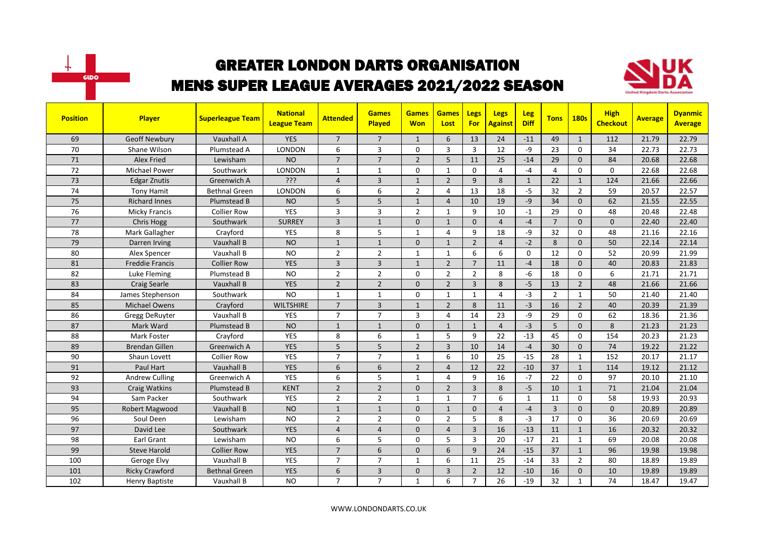# GREATER LONDON DARTS ORGANISATION
## MENS SUPER LEAGUE AVERAGES 2021/2022 SEASON

| Position | Player | Superleague Team | National League Team | Attended | Games Played | Games Won | Games Lost | Legs For | Legs Against | Leg Diff | Tons | 180s | High Checkout | Average | Dyanmic Average |
|---|---|---|---|---|---|---|---|---|---|---|---|---|---|---|---|
| 69 | Geoff Newbury | Vauxhall A | YES | 7 | 7 | 1 | 6 | 13 | 24 | -11 | 49 | 1 | 112 | 21.79 | 22.79 |
| 70 | Shane Wilson | Plumstead A | LONDON | 6 | 3 | 0 | 3 | 3 | 12 | -9 | 23 | 0 | 34 | 22.73 | 22.73 |
| 71 | Alex Fried | Lewisham | NO | 7 | 7 | 2 | 5 | 11 | 25 | -14 | 29 | 0 | 84 | 20.68 | 22.68 |
| 72 | Michael Power | Southwark | LONDON | 1 | 1 | 0 | 1 | 0 | 4 | -4 | 4 | 0 | 0 | 22.68 | 22.68 |
| 73 | Edgar Znutis | Greenwich A | ??? | 4 | 3 | 1 | 2 | 9 | 8 | 1 | 22 | 1 | 124 | 21.66 | 22.66 |
| 74 | Tony Hamit | Bethnal Green | LONDON | 6 | 6 | 2 | 4 | 13 | 18 | -5 | 32 | 2 | 59 | 20.57 | 22.57 |
| 75 | Richard Innes | Plumstead B | NO | 5 | 5 | 1 | 4 | 10 | 19 | -9 | 34 | 0 | 62 | 21.55 | 22.55 |
| 76 | Micky Francis | Collier Row | YES | 3 | 3 | 2 | 1 | 9 | 10 | -1 | 29 | 0 | 48 | 20.48 | 22.48 |
| 77 | Chris Hogg | Southwark | SURREY | 3 | 1 | 0 | 1 | 0 | 4 | -4 | 7 | 0 | 0 | 22.40 | 22.40 |
| 78 | Mark Gallagher | Crayford | YES | 8 | 5 | 1 | 4 | 9 | 18 | -9 | 32 | 0 | 48 | 21.16 | 22.16 |
| 79 | Darren Irving | Vauxhall B | NO | 1 | 1 | 0 | 1 | 2 | 4 | -2 | 8 | 0 | 50 | 22.14 | 22.14 |
| 80 | Alex Spencer | Vauxhall B | NO | 2 | 2 | 1 | 1 | 6 | 6 | 0 | 12 | 0 | 52 | 20.99 | 21.99 |
| 81 | Freddie Francis | Collier Row | YES | 3 | 3 | 1 | 2 | 7 | 11 | -4 | 18 | 0 | 40 | 20.83 | 21.83 |
| 82 | Luke Fleming | Plumstead B | NO | 2 | 2 | 0 | 2 | 2 | 8 | -6 | 18 | 0 | 6 | 21.71 | 21.71 |
| 83 | Craig Searle | Vauxhall B | YES | 2 | 2 | 0 | 2 | 3 | 8 | -5 | 13 | 2 | 48 | 21.66 | 21.66 |
| 84 | James Stephenson | Southwark | NO | 1 | 1 | 0 | 1 | 1 | 4 | -3 | 2 | 1 | 50 | 21.40 | 21.40 |
| 85 | Michael Owens | Crayford | WILTSHIRE | 7 | 3 | 1 | 2 | 8 | 11 | -3 | 16 | 2 | 40 | 20.39 | 21.39 |
| 86 | Gregg DeRuyter | Vauxhall B | YES | 7 | 7 | 3 | 4 | 14 | 23 | -9 | 29 | 0 | 62 | 18.36 | 21.36 |
| 87 | Mark Ward | Plumstead B | NO | 1 | 1 | 0 | 1 | 1 | 4 | -3 | 5 | 0 | 8 | 21.23 | 21.23 |
| 88 | Mark Foster | Crayford | YES | 8 | 6 | 1 | 5 | 9 | 22 | -13 | 45 | 0 | 154 | 20.23 | 21.23 |
| 89 | Brendan Gillen | Greenwich A | YES | 5 | 5 | 2 | 3 | 10 | 14 | -4 | 30 | 0 | 74 | 19.22 | 21.22 |
| 90 | Shaun Lovett | Collier Row | YES | 7 | 7 | 1 | 6 | 10 | 25 | -15 | 28 | 1 | 152 | 20.17 | 21.17 |
| 91 | Paul Hart | Vauxhall B | YES | 6 | 6 | 2 | 4 | 12 | 22 | -10 | 37 | 1 | 114 | 19.12 | 21.12 |
| 92 | Andrew Culling | Greenwich A | YES | 6 | 5 | 1 | 4 | 9 | 16 | -7 | 22 | 0 | 97 | 20.10 | 21.10 |
| 93 | Craig Watkins | Plumstead B | KENT | 2 | 2 | 0 | 2 | 3 | 8 | -5 | 10 | 1 | 71 | 21.04 | 21.04 |
| 94 | Sam Packer | Southwark | YES | 2 | 2 | 1 | 1 | 7 | 6 | 1 | 11 | 0 | 58 | 19.93 | 20.93 |
| 95 | Robert Magwood | Vauxhall B | NO | 1 | 1 | 0 | 1 | 0 | 4 | -4 | 3 | 0 | 0 | 20.89 | 20.89 |
| 96 | Soul Deen | Lewisham | NO | 2 | 2 | 0 | 2 | 5 | 8 | -3 | 17 | 0 | 36 | 20.69 | 20.69 |
| 97 | David Lee | Southwark | YES | 4 | 4 | 0 | 4 | 3 | 16 | -13 | 11 | 1 | 16 | 20.32 | 20.32 |
| 98 | Earl Grant | Lewisham | NO | 6 | 5 | 0 | 5 | 3 | 20 | -17 | 21 | 1 | 69 | 20.08 | 20.08 |
| 99 | Steve Harold | Collier Row | YES | 7 | 6 | 0 | 6 | 9 | 24 | -15 | 37 | 1 | 96 | 19.98 | 19.98 |
| 100 | Geroge Elvy | Vauxhall B | YES | 7 | 7 | 1 | 6 | 11 | 25 | -14 | 33 | 2 | 80 | 18.89 | 19.89 |
| 101 | Ricky Crawford | Bethnal Green | YES | 6 | 3 | 0 | 3 | 2 | 12 | -10 | 16 | 0 | 10 | 19.89 | 19.89 |
| 102 | Henry Baptiste | Vauxhall B | NO | 7 | 7 | 1 | 6 | 7 | 26 | -19 | 32 | 1 | 74 | 18.47 | 19.47 |

WWW.LONDONDARTS.CO.UK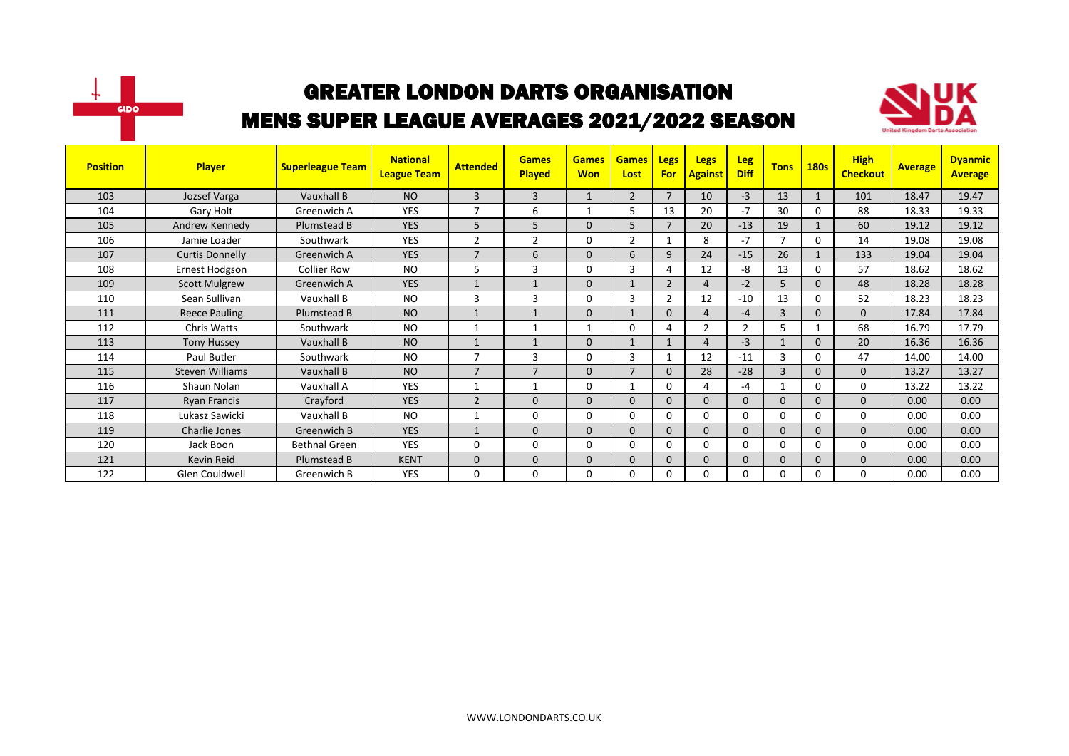# GREATER LONDON DARTS ORGANISATION
## MENS SUPER LEAGUE AVERAGES 2021/2022 SEASON

| Position | Player | Superleague Team | National League Team | Attended | Games Played | Games Won | Games Lost | Legs For | Legs Against | Leg Diff | Tons | 180s | High Checkout | Average | Dyanmic Average |
|---|---|---|---|---|---|---|---|---|---|---|---|---|---|---|---|
| 103 | Jozsef Varga | Vauxhall B | NO | 3 | 3 | 1 | 2 | 7 | 10 | -3 | 13 | 1 | 101 | 18.47 | 19.47 |
| 104 | Gary Holt | Greenwich A | YES | 7 | 6 | 1 | 5 | 13 | 20 | -7 | 30 | 0 | 88 | 18.33 | 19.33 |
| 105 | Andrew Kennedy | Plumstead B | YES | 5 | 5 | 0 | 5 | 7 | 20 | -13 | 19 | 1 | 60 | 19.12 | 19.12 |
| 106 | Jamie Loader | Southwark | YES | 2 | 2 | 0 | 2 | 1 | 8 | -7 | 7 | 0 | 14 | 19.08 | 19.08 |
| 107 | Curtis Donnelly | Greenwich A | YES | 7 | 6 | 0 | 6 | 9 | 24 | -15 | 26 | 1 | 133 | 19.04 | 19.04 |
| 108 | Ernest Hodgson | Collier Row | NO | 5 | 3 | 0 | 3 | 4 | 12 | -8 | 13 | 0 | 57 | 18.62 | 18.62 |
| 109 | Scott Mulgrew | Greenwich A | YES | 1 | 1 | 0 | 1 | 2 | 4 | -2 | 5 | 0 | 48 | 18.28 | 18.28 |
| 110 | Sean Sullivan | Vauxhall B | NO | 3 | 3 | 0 | 3 | 2 | 12 | -10 | 13 | 0 | 52 | 18.23 | 18.23 |
| 111 | Reece Pauling | Plumstead B | NO | 1 | 1 | 0 | 1 | 0 | 4 | -4 | 3 | 0 | 0 | 17.84 | 17.84 |
| 112 | Chris Watts | Southwark | NO | 1 | 1 | 1 | 0 | 4 | 2 | 2 | 5 | 1 | 68 | 16.79 | 17.79 |
| 113 | Tony Hussey | Vauxhall B | NO | 1 | 1 | 0 | 1 | 1 | 4 | -3 | 1 | 0 | 20 | 16.36 | 16.36 |
| 114 | Paul Butler | Southwark | NO | 7 | 3 | 0 | 3 | 1 | 12 | -11 | 3 | 0 | 47 | 14.00 | 14.00 |
| 115 | Steven Williams | Vauxhall B | NO | 7 | 7 | 0 | 7 | 0 | 28 | -28 | 3 | 0 | 0 | 13.27 | 13.27 |
| 116 | Shaun Nolan | Vauxhall A | YES | 1 | 1 | 0 | 1 | 0 | 4 | -4 | 1 | 0 | 0 | 13.22 | 13.22 |
| 117 | Ryan Francis | Crayford | YES | 2 | 0 | 0 | 0 | 0 | 0 | 0 | 0 | 0 | 0 | 0.00 | 0.00 |
| 118 | Lukasz Sawicki | Vauxhall B | NO | 1 | 0 | 0 | 0 | 0 | 0 | 0 | 0 | 0 | 0 | 0.00 | 0.00 |
| 119 | Charlie Jones | Greenwich B | YES | 1 | 0 | 0 | 0 | 0 | 0 | 0 | 0 | 0 | 0 | 0.00 | 0.00 |
| 120 | Jack Boon | Bethnal Green | YES | 0 | 0 | 0 | 0 | 0 | 0 | 0 | 0 | 0 | 0 | 0.00 | 0.00 |
| 121 | Kevin Reid | Plumstead B | KENT | 0 | 0 | 0 | 0 | 0 | 0 | 0 | 0 | 0 | 0 | 0.00 | 0.00 |
| 122 | Glen Couldwell | Greenwich B | YES | 0 | 0 | 0 | 0 | 0 | 0 | 0 | 0 | 0 | 0 | 0.00 | 0.00 |

WWW.LONDONDARTS.CO.UK